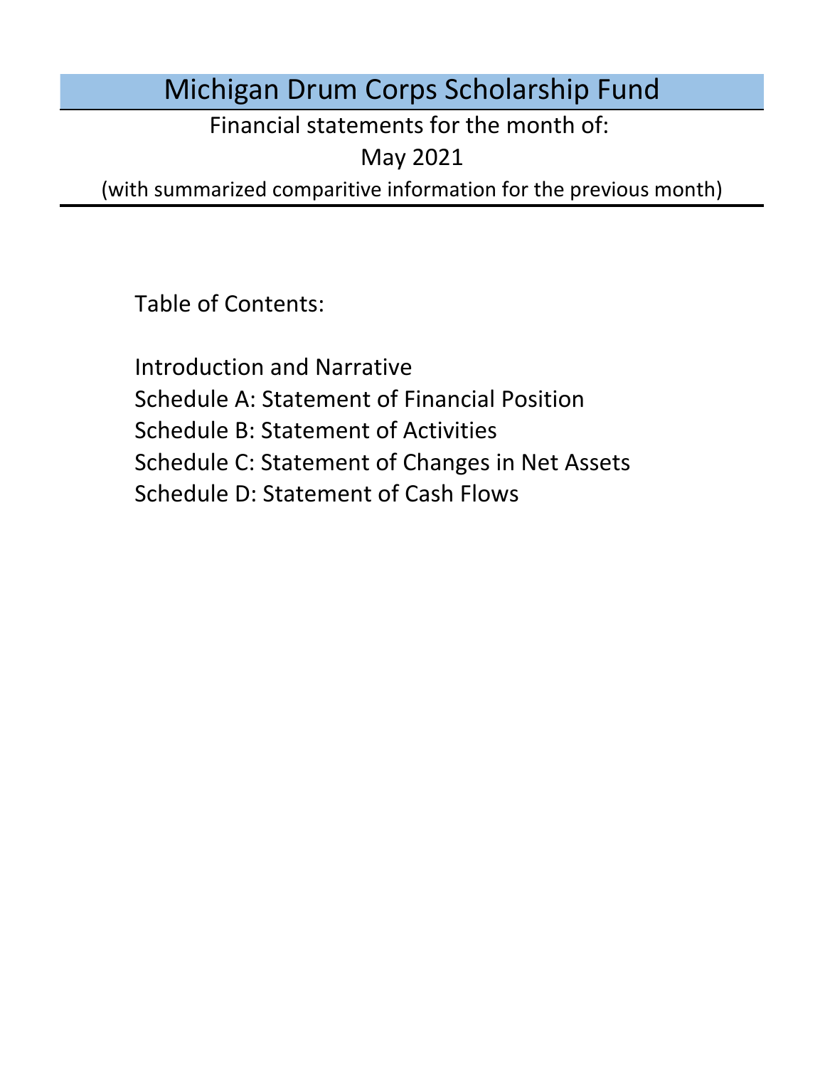# Michigan Drum Corps Scholarship Fund

Financial statements for the month of:

May 2021

(with summarized comparitive information for the previous month)

Table of Contents:

- Introduction and Narrative
- Schedule A: Statement of Financial Position
- Schedule B: Statement of Activities
- Schedule C: Statement of Changes in Net Assets
- Schedule D: Statement of Cash Flows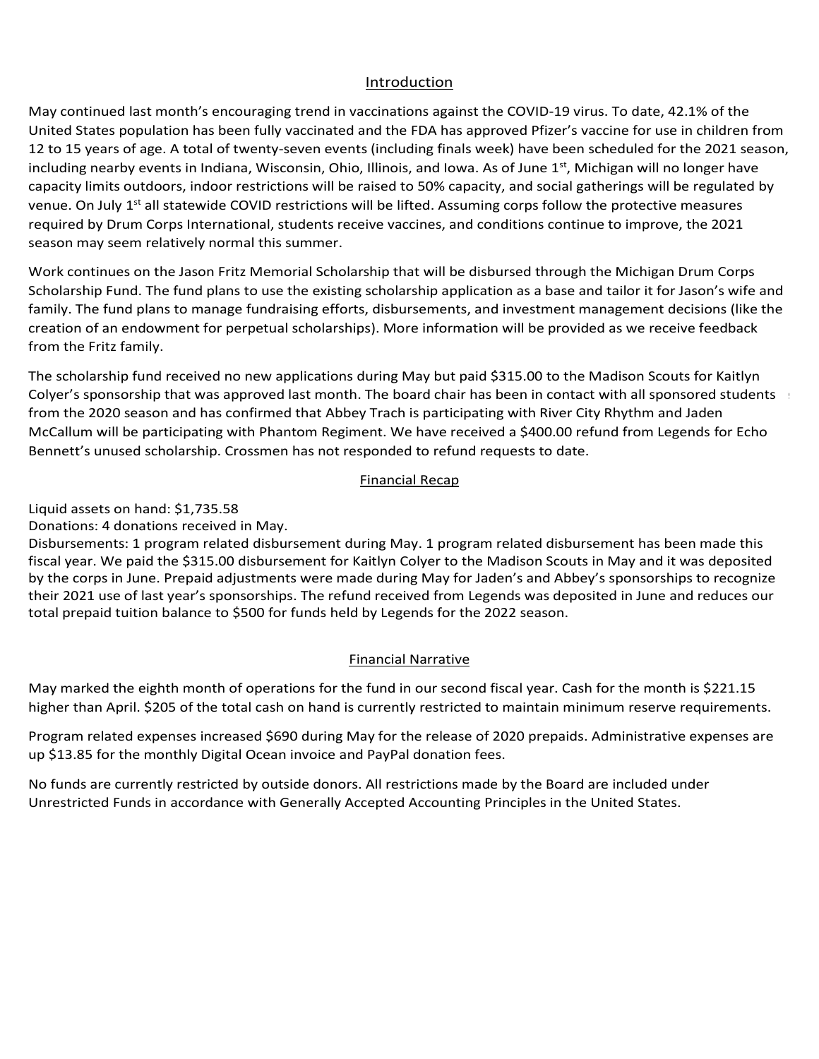## Introduction

May continued last month's encouraging trend in vaccinations against the COVID-19 virus. To date, 42.1% of the United States population has been fully vaccinated and the FDA has approved Pfizer's vaccine for use in children from 12 to 15 years of age. A total of twenty-seven events (including finals week) have been scheduled for the 2021 season, including nearby events in Indiana, Wisconsin, Ohio, Illinois, and Iowa. As of June 1st, Michigan will no longer have capacity limits outdoors, indoor restrictions will be raised to 50% capacity, and social gatherings will be regulated by venue. On July 1st all statewide COVID restrictions will be lifted. Assuming corps follow the protective measures required by Drum Corps International, students receive vaccines, and conditions continue to improve, the 2021 season may seem relatively normal this summer.

Work continues on the Jason Fritz Memorial Scholarship that will be disbursed through the Michigan Drum Corps Scholarship Fund. The fund plans to use the existing scholarship application as a base and tailor it for Jason's wife and family. The fund plans to manage fundraising efforts, disbursements, and investment management decisions (like the creation of an endowment for perpetual scholarships). More information will be provided as we receive feedback from the Fritz family.

The scholarship fund received no new applications during May but paid $315.00 to the Madison Scouts for Kaitlyn Colyer's sponsorship that was approved last month. The board chair has been in contact with all sponsored students from the 2020 season and has confirmed that Abbey Trach is participating with River City Rhythm and Jaden McCallum will be participating with Phantom Regiment. We have received a $400.00 refund from Legends for Echo Bennett's unused scholarship. Crossmen has not responded to refund requests to date.

## Financial Recap

Liquid assets on hand: $1,735.58

Donations: 4 donations received in May.

Disbursements: 1 program related disbursement during May. 1 program related disbursement has been made this fiscal year. We paid the $315.00 disbursement for Kaitlyn Colyer to the Madison Scouts in May and it was deposited by the corps in June. Prepaid adjustments were made during May for Jaden's and Abbey's sponsorships to recognize their 2021 use of last year's sponsorships. The refund received from Legends was deposited in June and reduces our total prepaid tuition balance to $500 for funds held by Legends for the 2022 season.

## Financial Narrative

May marked the eighth month of operations for the fund in our second fiscal year. Cash for the month is $221.15 higher than April. $205 of the total cash on hand is currently restricted to maintain minimum reserve requirements.

Program related expenses increased $690 during May for the release of 2020 prepaids. Administrative expenses are up $13.85 for the monthly Digital Ocean invoice and PayPal donation fees.

No funds are currently restricted by outside donors. All restrictions made by the Board are included under Unrestricted Funds in accordance with Generally Accepted Accounting Principles in the United States.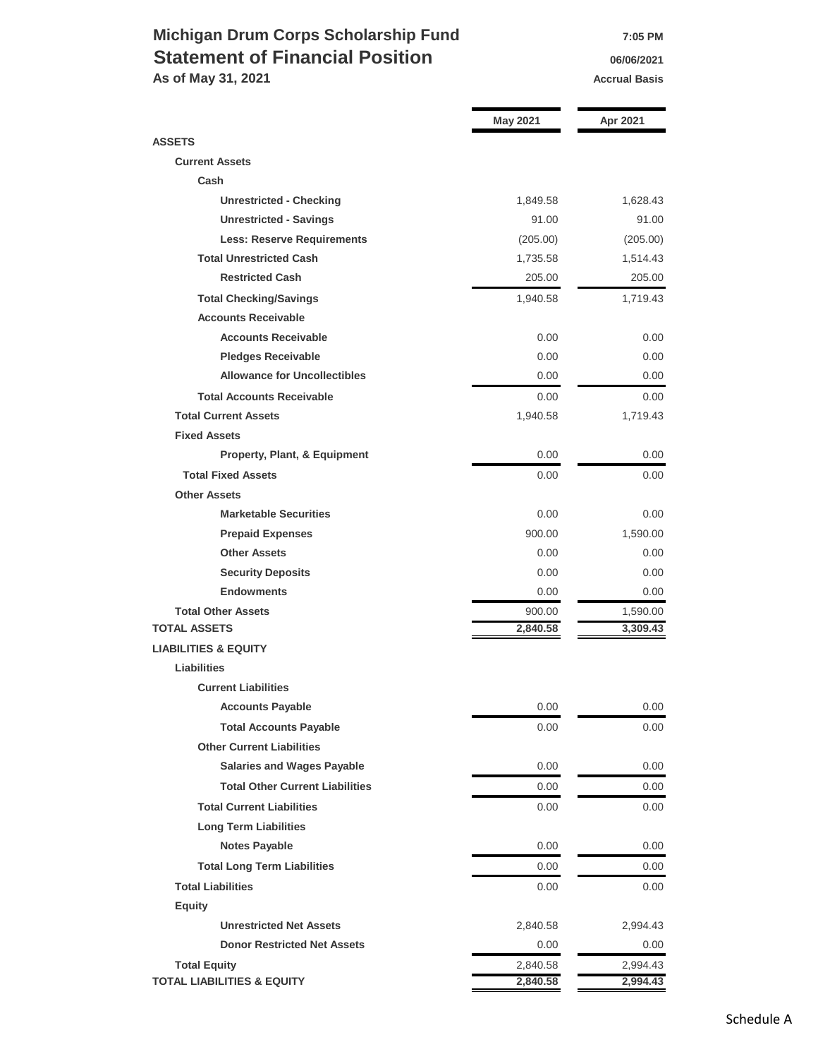# Michigan Drum Corps Scholarship Fund

## Statement of Financial Position

**As of May 31, 2021**

7:05 PM
06/06/2021
Accrual Basis

| | May 2021 | Apr 2021 |
|---|---|---|
| **ASSETS** | | |
| **Current Assets** | | |
| **Cash** | | |
| **Unrestricted - Checking** | 1,849.58 | 1,628.43 |
| **Unrestricted - Savings** | 91.00 | 91.00 |
| **Less: Reserve Requirements** | (205.00) | (205.00) |
| **Total Unrestricted Cash** | 1,735.58 | 1,514.43 |
| **Restricted Cash** | 205.00 | 205.00 |
| **Total Checking/Savings** | 1,940.58 | 1,719.43 |
| **Accounts Receivable** | | |
| **Accounts Receivable** | 0.00 | 0.00 |
| **Pledges Receivable** | 0.00 | 0.00 |
| **Allowance for Uncollectibles** | 0.00 | 0.00 |
| **Total Accounts Receivable** | 0.00 | 0.00 |
| **Total Current Assets** | 1,940.58 | 1,719.43 |
| **Fixed Assets** | | |
| **Property, Plant, & Equipment** | 0.00 | 0.00 |
| **Total Fixed Assets** | 0.00 | 0.00 |
| **Other Assets** | | |
| **Marketable Securities** | 0.00 | 0.00 |
| **Prepaid Expenses** | 900.00 | 1,590.00 |
| **Other Assets** | 0.00 | 0.00 |
| **Security Deposits** | 0.00 | 0.00 |
| **Endowments** | 0.00 | 0.00 |
| **Total Other Assets** | 900.00 | 1,590.00 |
| **TOTAL ASSETS** | **2,840.58** | **3,309.43** |
| **LIABILITIES & EQUITY** | | |
| **Liabilities** | | |
| **Current Liabilities** | | |
| **Accounts Payable** | 0.00 | 0.00 |
| **Total Accounts Payable** | 0.00 | 0.00 |
| **Other Current Liabilities** | | |
| **Salaries and Wages Payable** | 0.00 | 0.00 |
| **Total Other Current Liabilities** | 0.00 | 0.00 |
| **Total Current Liabilities** | 0.00 | 0.00 |
| **Long Term Liabilities** | | |
| **Notes Payable** | 0.00 | 0.00 |
| **Total Long Term Liabilities** | 0.00 | 0.00 |
| **Total Liabilities** | 0.00 | 0.00 |
| **Equity** | | |
| **Unrestricted Net Assets** | 2,840.58 | 2,994.43 |
| **Donor Restricted Net Assets** | 0.00 | 0.00 |
| **Total Equity** | 2,840.58 | 2,994.43 |
| **TOTAL LIABILITIES & EQUITY** | **2,840.58** | **2,994.43** |

Schedule A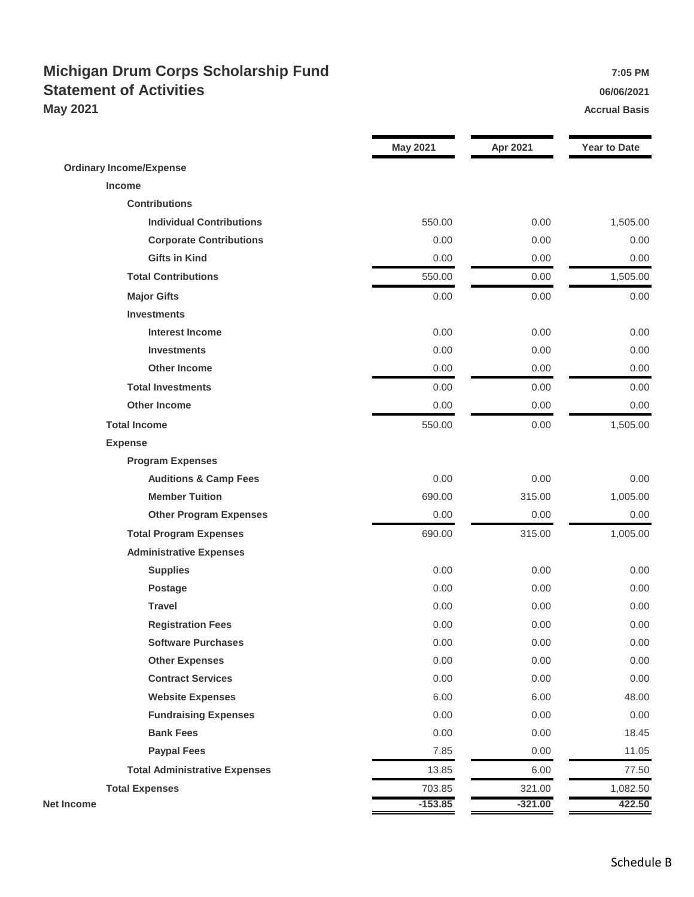# Michigan Drum Corps Scholarship Fund

## Statement of Activities

### May 2021

7:05 PM
06/06/2021
Accrual Basis

| | May 2021 | Apr 2021 | Year to Date |
|---|---|---|---|
| **Ordinary Income/Expense** | | | |
| **Income** | | | |
| **Contributions** | | | |
| **Individual Contributions** | 550.00 | 0.00 | 1,505.00 |
| **Corporate Contributions** | 0.00 | 0.00 | 0.00 |
| **Gifts in Kind** | 0.00 | 0.00 | 0.00 |
| **Total Contributions** | 550.00 | 0.00 | 1,505.00 |
| **Major Gifts** | 0.00 | 0.00 | 0.00 |
| **Investments** | | | |
| **Interest Income** | 0.00 | 0.00 | 0.00 |
| **Investments** | 0.00 | 0.00 | 0.00 |
| **Other Income** | 0.00 | 0.00 | 0.00 |
| **Total Investments** | 0.00 | 0.00 | 0.00 |
| **Other Income** | 0.00 | 0.00 | 0.00 |
| **Total Income** | 550.00 | 0.00 | 1,505.00 |
| **Expense** | | | |
| **Program Expenses** | | | |
| **Auditions & Camp Fees** | 0.00 | 0.00 | 0.00 |
| **Member Tuition** | 690.00 | 315.00 | 1,005.00 |
| **Other Program Expenses** | 0.00 | 0.00 | 0.00 |
| **Total Program Expenses** | 690.00 | 315.00 | 1,005.00 |
| **Administrative Expenses** | | | |
| **Supplies** | 0.00 | 0.00 | 0.00 |
| **Postage** | 0.00 | 0.00 | 0.00 |
| **Travel** | 0.00 | 0.00 | 0.00 |
| **Registration Fees** | 0.00 | 0.00 | 0.00 |
| **Software Purchases** | 0.00 | 0.00 | 0.00 |
| **Other Expenses** | 0.00 | 0.00 | 0.00 |
| **Contract Services** | 0.00 | 0.00 | 0.00 |
| **Website Expenses** | 6.00 | 6.00 | 48.00 |
| **Fundraising Expenses** | 0.00 | 0.00 | 0.00 |
| **Bank Fees** | 0.00 | 0.00 | 18.45 |
| **Paypal Fees** | 7.85 | 0.00 | 11.05 |
| **Total Administrative Expenses** | 13.85 | 6.00 | 77.50 |
| **Total Expenses** | 703.85 | 321.00 | 1,082.50 |
| **Net Income** | **-153.85** | **-321.00** | **422.50** |

Schedule B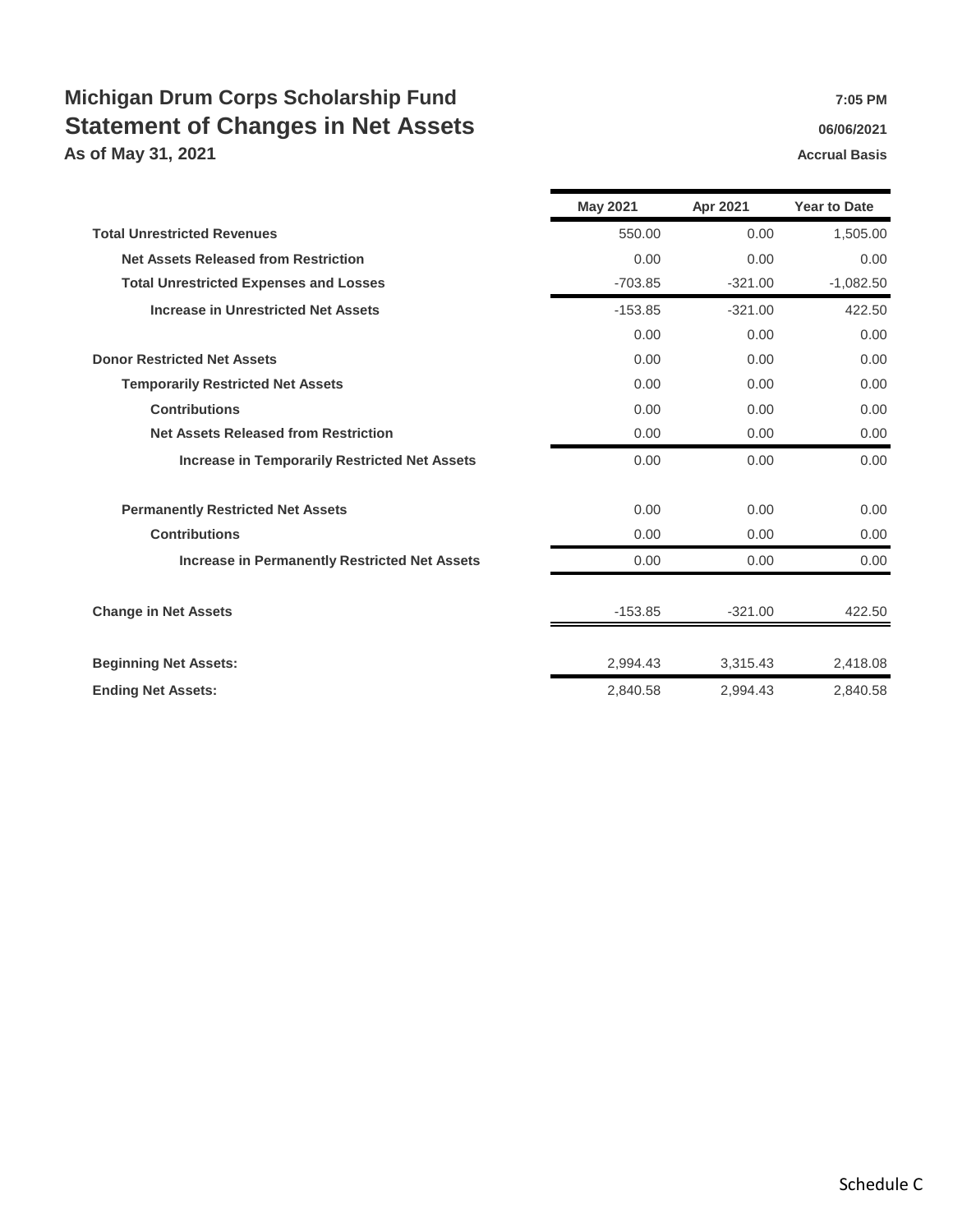# Michigan Drum Corps Scholarship Fund

## Statement of Changes in Net Assets

### As of May 31, 2021

7:05 PM
06/06/2021
Accrual Basis

| | May 2021 | Apr 2021 | Year to Date |
|---|---|---|---|
| **Total Unrestricted Revenues** | 550.00 | 0.00 | 1,505.00 |
| **Net Assets Released from Restriction** | 0.00 | 0.00 | 0.00 |
| **Total Unrestricted Expenses and Losses** | -703.85 | -321.00 | -1,082.50 |
| **Increase in Unrestricted Net Assets** | -153.85 | -321.00 | 422.50 |
| | 0.00 | 0.00 | 0.00 |
| **Donor Restricted Net Assets** | 0.00 | 0.00 | 0.00 |
| **Temporarily Restricted Net Assets** | 0.00 | 0.00 | 0.00 |
| **Contributions** | 0.00 | 0.00 | 0.00 |
| **Net Assets Released from Restriction** | 0.00 | 0.00 | 0.00 |
| **Increase in Temporarily Restricted Net Assets** | 0.00 | 0.00 | 0.00 |
| **Permanently Restricted Net Assets** | 0.00 | 0.00 | 0.00 |
| **Contributions** | 0.00 | 0.00 | 0.00 |
| **Increase in Permanently Restricted Net Assets** | 0.00 | 0.00 | 0.00 |
| **Change in Net Assets** | -153.85 | -321.00 | 422.50 |
| **Beginning Net Assets:** | 2,994.43 | 3,315.43 | 2,418.08 |
| **Ending Net Assets:** | 2,840.58 | 2,994.43 | 2,840.58 |

Schedule C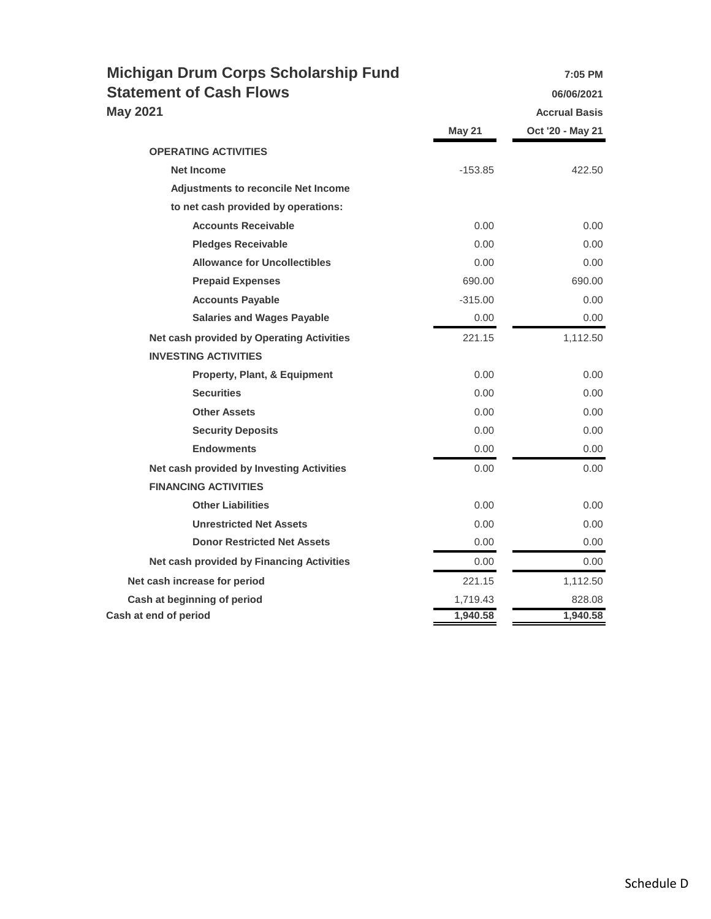# Michigan Drum Corps Scholarship Fund

## Statement of Cash Flows

**May 2021**

7:05 PM
06/06/2021
Accrual Basis

| | May 21 | Oct '20 - May 21 |
|---|---|---|
| **OPERATING ACTIVITIES** | | |
| **Net Income** | -153.85 | 422.50 |
| **Adjustments to reconcile Net Income** | | |
| **to net cash provided by operations:** | | |
| **Accounts Receivable** | 0.00 | 0.00 |
| **Pledges Receivable** | 0.00 | 0.00 |
| **Allowance for Uncollectibles** | 0.00 | 0.00 |
| **Prepaid Expenses** | 690.00 | 690.00 |
| **Accounts Payable** | -315.00 | 0.00 |
| **Salaries and Wages Payable** | 0.00 | 0.00 |
| **Net cash provided by Operating Activities** | 221.15 | 1,112.50 |
| **INVESTING ACTIVITIES** | | |
| **Property, Plant, & Equipment** | 0.00 | 0.00 |
| **Securities** | 0.00 | 0.00 |
| **Other Assets** | 0.00 | 0.00 |
| **Security Deposits** | 0.00 | 0.00 |
| **Endowments** | 0.00 | 0.00 |
| **Net cash provided by Investing Activities** | 0.00 | 0.00 |
| **FINANCING ACTIVITIES** | | |
| **Other Liabilities** | 0.00 | 0.00 |
| **Unrestricted Net Assets** | 0.00 | 0.00 |
| **Donor Restricted Net Assets** | 0.00 | 0.00 |
| **Net cash provided by Financing Activities** | 0.00 | 0.00 |
| **Net cash increase for period** | 221.15 | 1,112.50 |
| **Cash at beginning of period** | 1,719.43 | 828.08 |
| **Cash at end of period** | **1,940.58** | **1,940.58** |

Schedule D